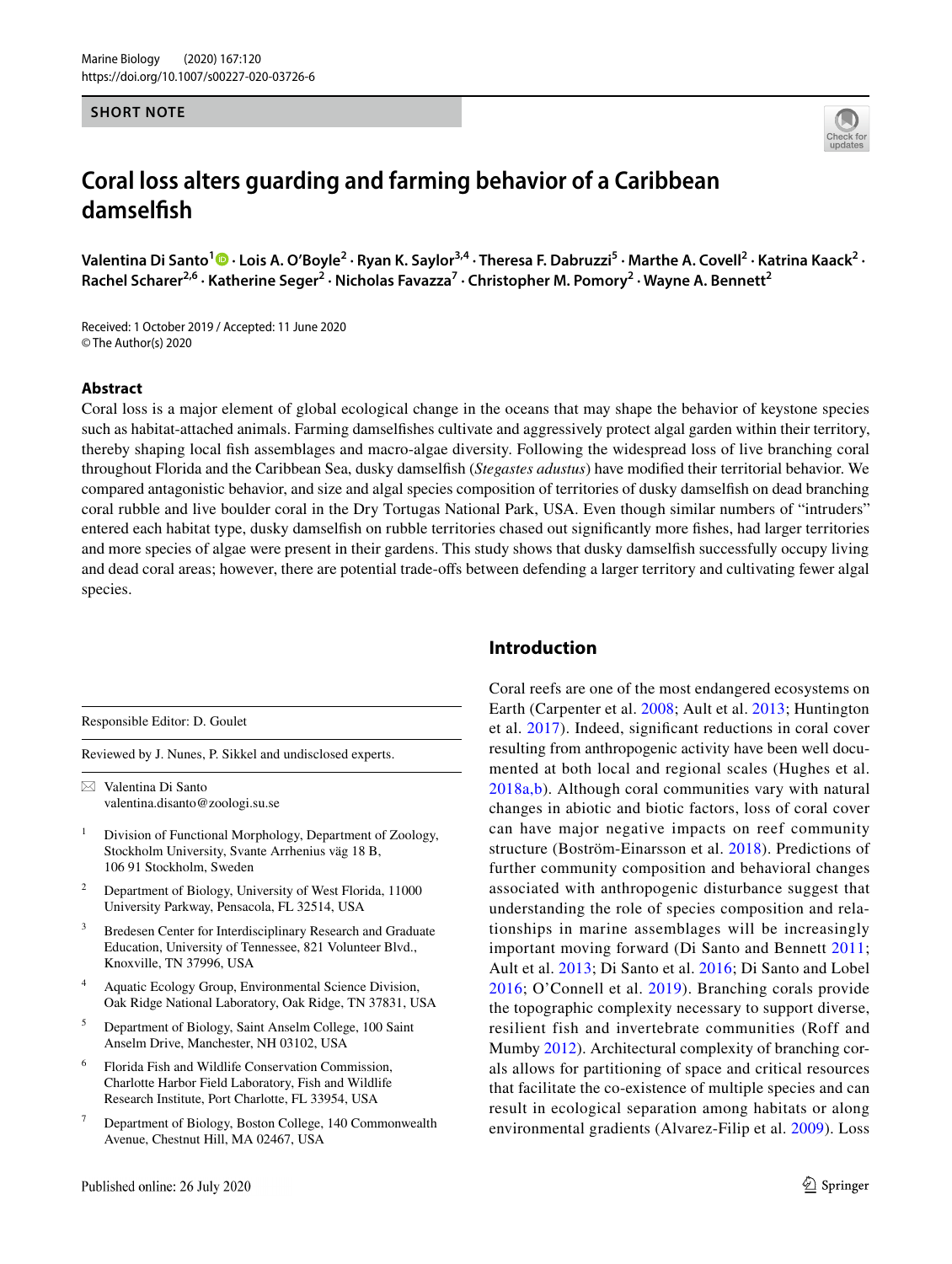SHORT NOTE

# Coral loss alters guarding and farming behavior of a Caribbean damselfish

**Valentina Di Santo[1] · Lois A. O'Boyle[2] · Ryan K. Saylor[3,4] · Theresa F. Dabruzzi[5] · Marthe A. Covell[2] · Katrina Kaack[2] · Rachel Scharer[2,6] · Katherine Seger[2] · Nicholas Favazza[7] · Christopher M. Pomory[2] · Wayne A. Bennett[2]**

Received: 1 October 2019 / Accepted: 11 June 2020
© The Author(s) 2020

## Abstract

Coral loss is a major element of global ecological change in the oceans that may shape the behavior of keystone species such as habitat-attached animals. Farming damselfishes cultivate and aggressively protect algal garden within their territory, thereby shaping local fish assemblages and macro-algae diversity. Following the widespread loss of live branching coral throughout Florida and the Caribbean Sea, dusky damselfish (*Stegastes adustus*) have modified their territorial behavior. We compared antagonistic behavior, and size and algal species composition of territories of dusky damselfish on dead branching coral rubble and live boulder coral in the Dry Tortugas National Park, USA. Even though similar numbers of "intruders" entered each habitat type, dusky damselfish on rubble territories chased out significantly more fishes, had larger territories and more species of algae were present in their gardens. This study shows that dusky damselfish successfully occupy living and dead coral areas; however, there are potential trade-offs between defending a larger territory and cultivating fewer algal species.

## Introduction

Coral reefs are one of the most endangered ecosystems on Earth (Carpenter et al. 2008; Ault et al. 2013; Huntington et al. 2017). Indeed, significant reductions in coral cover resulting from anthropogenic activity have been well documented at both local and regional scales (Hughes et al. 2018a,b). Although coral communities vary with natural changes in abiotic and biotic factors, loss of coral cover can have major negative impacts on reef community structure (Boström-Einarsson et al. 2018). Predictions of further community composition and behavioral changes associated with anthropogenic disturbance suggest that understanding the role of species composition and relationships in marine assemblages will be increasingly important moving forward (Di Santo and Bennett 2011; Ault et al. 2013; Di Santo et al. 2016; Di Santo and Lobel 2016; O'Connell et al. 2019). Branching corals provide the topographic complexity necessary to support diverse, resilient fish and invertebrate communities (Roff and Mumby 2012). Architectural complexity of branching corals allows for partitioning of space and critical resources that facilitate the co-existence of multiple species and can result in ecological separation among habitats or along environmental gradients (Alvarez-Filip et al. 2009). Loss

---

Responsible Editor: D. Goulet

Reviewed by J. Nunes, P. Sikkel and undisclosed experts.

✉ Valentina Di Santo
valentina.disanto@zoologi.su.se

1 Division of Functional Morphology, Department of Zoology, Stockholm University, Svante Arrhenius väg 18 B, 106 91 Stockholm, Sweden

2 Department of Biology, University of West Florida, 11000 University Parkway, Pensacola, FL 32514, USA

3 Bredesen Center for Interdisciplinary Research and Graduate Education, University of Tennessee, 821 Volunteer Blvd., Knoxville, TN 37996, USA

4 Aquatic Ecology Group, Environmental Science Division, Oak Ridge National Laboratory, Oak Ridge, TN 37831, USA

5 Department of Biology, Saint Anselm College, 100 Saint Anselm Drive, Manchester, NH 03102, USA

6 Florida Fish and Wildlife Conservation Commission, Charlotte Harbor Field Laboratory, Fish and Wildlife Research Institute, Port Charlotte, FL 33954, USA

7 Department of Biology, Boston College, 140 Commonwealth Avenue, Chestnut Hill, MA 02467, USA

Published online: 26 July 2020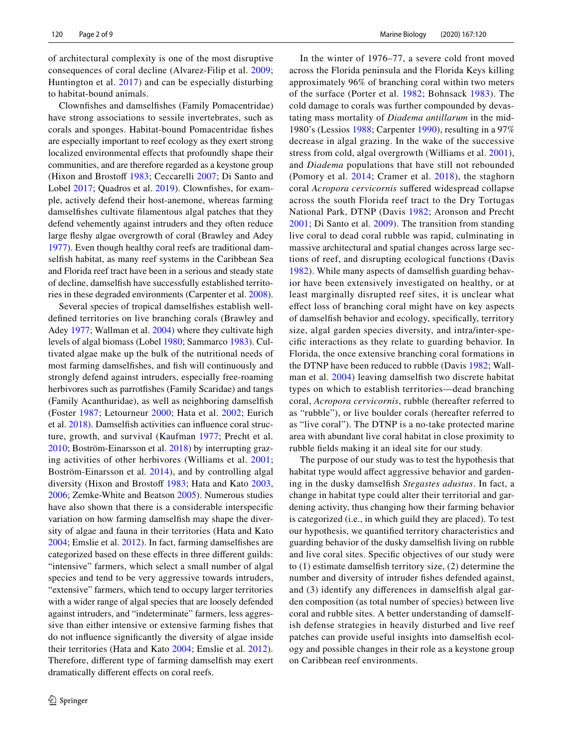of architectural complexity is one of the most disruptive consequences of coral decline (Alvarez-Filip et al. 2009; Huntington et al. 2017) and can be especially disturbing to habitat-bound animals.

Clownfishes and damselfishes (Family Pomacentridae) have strong associations to sessile invertebrates, such as corals and sponges. Habitat-bound Pomacentridae fishes are especially important to reef ecology as they exert strong localized environmental effects that profoundly shape their communities, and are therefore regarded as a keystone group (Hixon and Brostoff 1983; Ceccarelli 2007; Di Santo and Lobel 2017; Quadros et al. 2019). Clownfishes, for example, actively defend their host-anemone, whereas farming damselfishes cultivate filamentous algal patches that they defend vehemently against intruders and they often reduce large fleshy algae overgrowth of coral (Brawley and Adey 1977). Even though healthy coral reefs are traditional damselfish habitat, as many reef systems in the Caribbean Sea and Florida reef tract have been in a serious and steady state of decline, damselfish have successfully established territories in these degraded environments (Carpenter et al. 2008).

Several species of tropical damselfishes establish well-defined territories on live branching corals (Brawley and Adey 1977; Wallman et al. 2004) where they cultivate high levels of algal biomass (Lobel 1980; Sammarco 1983). Cultivated algae make up the bulk of the nutritional needs of most farming damselfishes, and fish will continuously and strongly defend against intruders, especially free-roaming herbivores such as parrotfishes (Family Scaridae) and tangs (Family Acanthuridae), as well as neighboring damselfish (Foster 1987; Letourneur 2000; Hata et al. 2002; Eurich et al. 2018). Damselfish activities can influence coral structure, growth, and survival (Kaufman 1977; Precht et al. 2010; Boström-Einarsson et al. 2018) by interrupting grazing activities of other herbivores (Williams et al. 2001; Boström-Einarsson et al. 2014), and by controlling algal diversity (Hixon and Brostoff 1983; Hata and Kato 2003, 2006; Zemke-White and Beatson 2005). Numerous studies have also shown that there is a considerable interspecific variation on how farming damselfish may shape the diversity of algae and fauna in their territories (Hata and Kato 2004; Emslie et al. 2012). In fact, farming damselfishes are categorized based on these effects in three different guilds: "intensive" farmers, which select a small number of algal species and tend to be very aggressive towards intruders, "extensive" farmers, which tend to occupy larger territories with a wider range of algal species that are loosely defended against intruders, and "indeterminate" farmers, less aggressive than either intensive or extensive farming fishes that do not influence significantly the diversity of algae inside their territories (Hata and Kato 2004; Emslie et al. 2012). Therefore, different type of farming damselfish may exert dramatically different effects on coral reefs.

In the winter of 1976–77, a severe cold front moved across the Florida peninsula and the Florida Keys killing approximately 96% of branching coral within two meters of the surface (Porter et al. 1982; Bohnsack 1983). The cold damage to corals was further compounded by devastating mass mortality of *Diadema antillarum* in the mid-1980's (Lessios 1988; Carpenter 1990), resulting in a 97% decrease in algal grazing. In the wake of the successive stress from cold, algal overgrowth (Williams et al. 2001), and *Diadema* populations that have still not rebounded (Pomory et al. 2014; Cramer et al. 2018), the staghorn coral *Acropora cervicornis* suffered widespread collapse across the south Florida reef tract to the Dry Tortugas National Park, DTNP (Davis 1982; Aronson and Precht 2001; Di Santo et al. 2009). The transition from standing live coral to dead coral rubble was rapid, culminating in massive architectural and spatial changes across large sections of reef, and disrupting ecological functions (Davis 1982). While many aspects of damselfish guarding behavior have been extensively investigated on healthy, or at least marginally disrupted reef sites, it is unclear what effect loss of branching coral might have on key aspects of damselfish behavior and ecology, specifically, territory size, algal garden species diversity, and intra/inter-specific interactions as they relate to guarding behavior. In Florida, the once extensive branching coral formations in the DTNP have been reduced to rubble (Davis 1982; Wallman et al. 2004) leaving damselfish two discrete habitat types on which to establish territories—dead branching coral, *Acropora cervicornis*, rubble (hereafter referred to as "rubble"), or live boulder corals (hereafter referred to as "live coral"). The DTNP is a no-take protected marine area with abundant live coral habitat in close proximity to rubble fields making it an ideal site for our study.

The purpose of our study was to test the hypothesis that habitat type would affect aggressive behavior and gardening in the dusky damselfish *Stegastes adustus*. In fact, a change in habitat type could alter their territorial and gardening activity, thus changing how their farming behavior is categorized (i.e., in which guild they are placed). To test our hypothesis, we quantified territory characteristics and guarding behavior of the dusky damselfish living on rubble and live coral sites. Specific objectives of our study were to (1) estimate damselfish territory size, (2) determine the number and diversity of intruder fishes defended against, and (3) identify any differences in damselfish algal garden composition (as total number of species) between live coral and rubble sites. A better understanding of damselfish defense strategies in heavily disturbed and live reef patches can provide useful insights into damselfish ecology and possible changes in their role as a keystone group on Caribbean reef environments.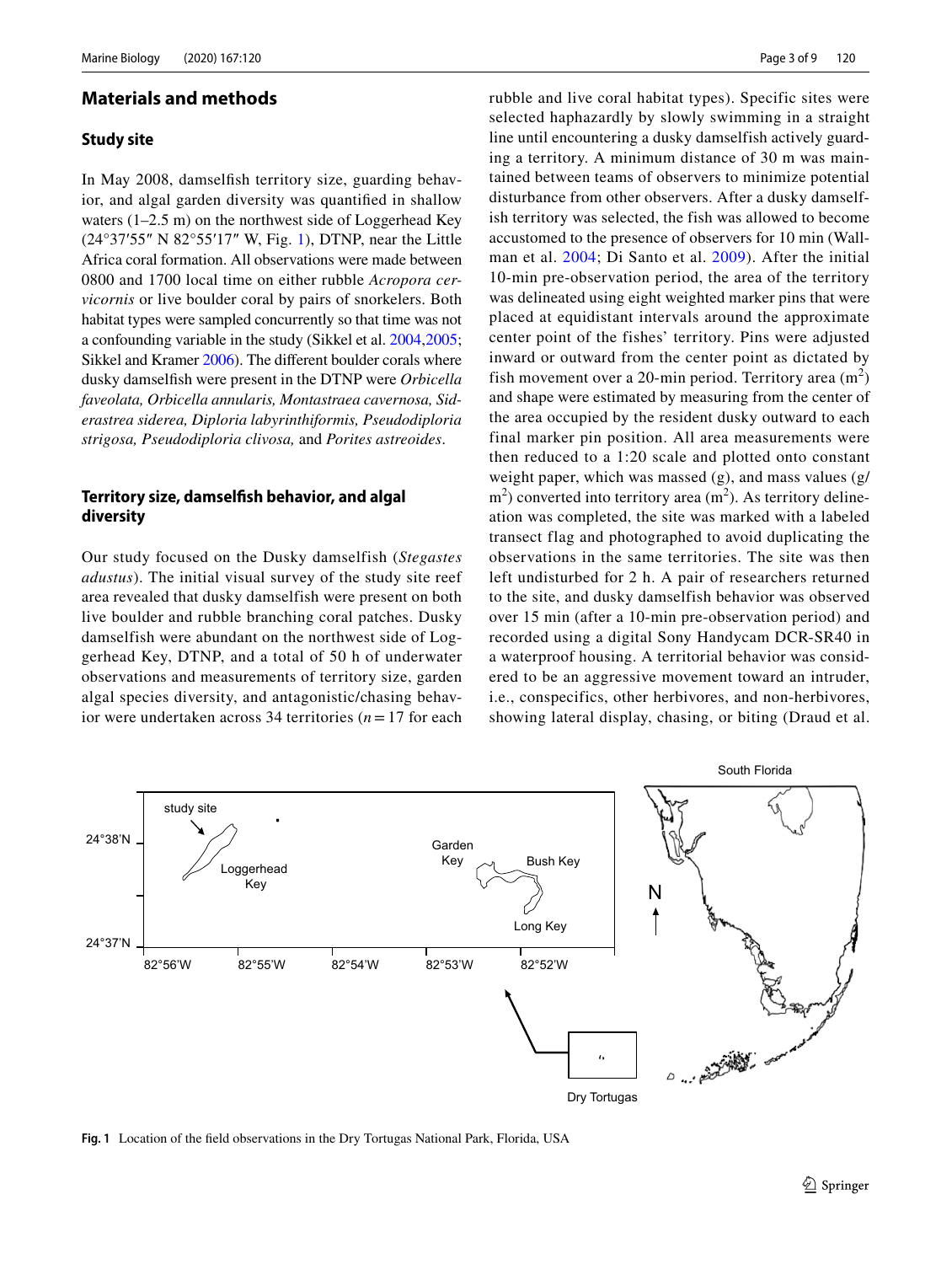## Materials and methods

### Study site

In May 2008, damselfish territory size, guarding behavior, and algal garden diversity was quantified in shallow waters (1–2.5 m) on the northwest side of Loggerhead Key (24°37′55″ N 82°55′17″ W, Fig. 1), DTNP, near the Little Africa coral formation. All observations were made between 0800 and 1700 local time on either rubble *Acropora cervicornis* or live boulder coral by pairs of snorkelers. Both habitat types were sampled concurrently so that time was not a confounding variable in the study (Sikkel et al. 2004,2005; Sikkel and Kramer 2006). The different boulder corals where dusky damselfish were present in the DTNP were *Orbicella faveolata, Orbicella annularis, Montastraea cavernosa, Siderastrea siderea, Diploria labyrinthiformis, Pseudodiploria strigosa, Pseudodiploria clivosa,* and *Porites astreoides*.

### Territory size, damselfish behavior, and algal diversity

Our study focused on the Dusky damselfish (*Stegastes adustus*). The initial visual survey of the study site reef area revealed that dusky damselfish were present on both live boulder and rubble branching coral patches. Dusky damselfish were abundant on the northwest side of Loggerhead Key, DTNP, and a total of 50 h of underwater observations and measurements of territory size, garden algal species diversity, and antagonistic/chasing behavior were undertaken across 34 territories ($n = 17$ for each rubble and live coral habitat types). Specific sites were selected haphazardly by slowly swimming in a straight line until encountering a dusky damselfish actively guarding a territory. A minimum distance of 30 m was maintained between teams of observers to minimize potential disturbance from other observers. After a dusky damselfish territory was selected, the fish was allowed to become accustomed to the presence of observers for 10 min (Wallman et al. 2004; Di Santo et al. 2009). After the initial 10-min pre-observation period, the area of the territory was delineated using eight weighted marker pins that were placed at equidistant intervals around the approximate center point of the fishes' territory. Pins were adjusted inward or outward from the center point as dictated by fish movement over a 20-min period. Territory area ($m^2$) and shape were estimated by measuring from the center of the area occupied by the resident dusky outward to each final marker pin position. All area measurements were then reduced to a 1:20 scale and plotted onto constant weight paper, which was massed (g), and mass values (g/$m^2$) converted into territory area ($m^2$). As territory delineation was completed, the site was marked with a labeled transect flag and photographed to avoid duplicating the observations in the same territories. The site was then left undisturbed for 2 h. A pair of researchers returned to the site, and dusky damselfish behavior was observed over 15 min (after a 10-min pre-observation period) and recorded using a digital Sony Handycam DCR-SR40 in a waterproof housing. A territorial behavior was considered to be an aggressive movement toward an intruder, i.e., conspecifics, other herbivores, and non-herbivores, showing lateral display, chasing, or biting (Draud et al.

**Fig. 1** Location of the field observations in the Dry Tortugas National Park, Florida, USA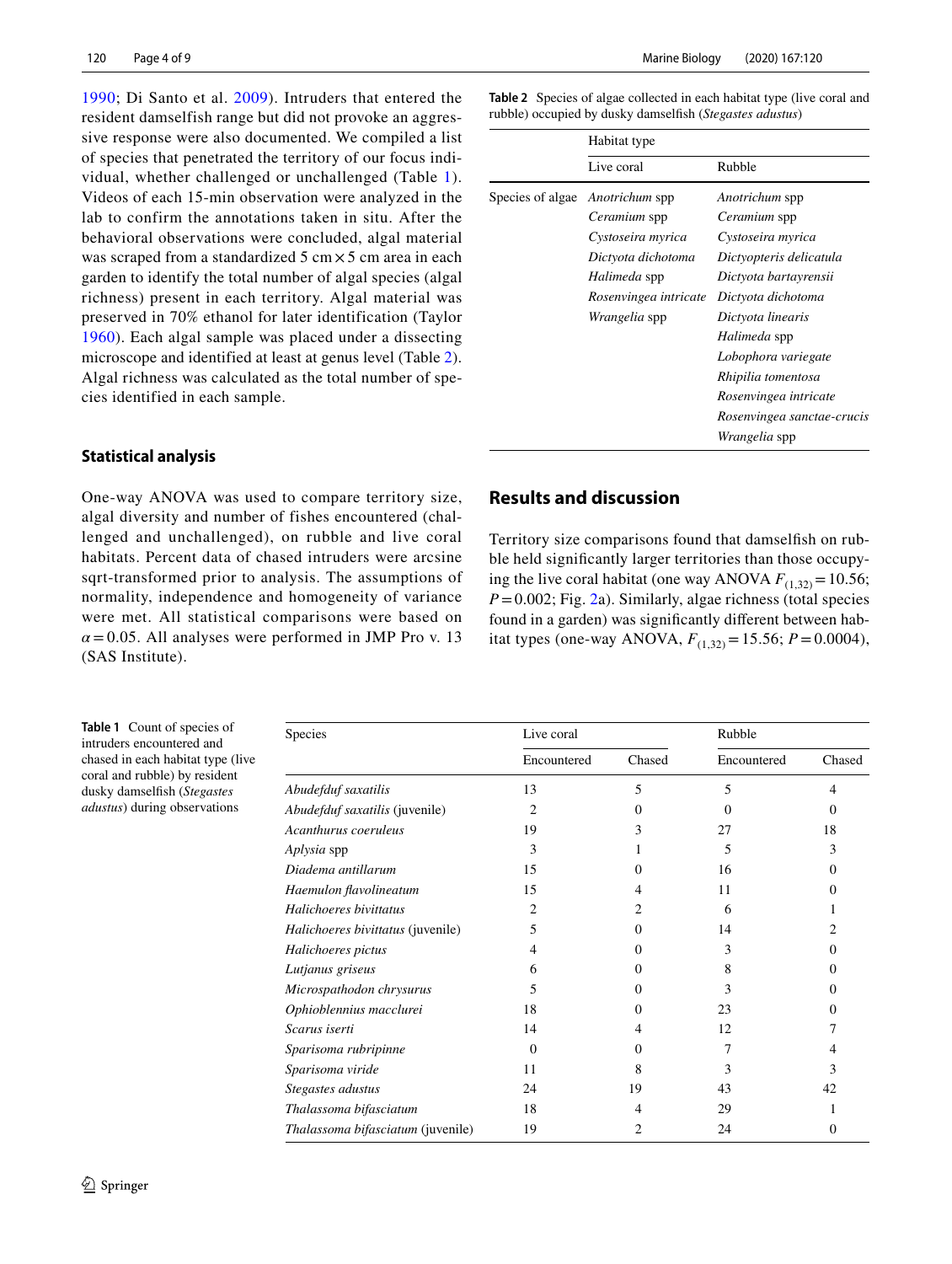1990; Di Santo et al. 2009). Intruders that entered the resident damselfish range but did not provoke an aggressive response were also documented. We compiled a list of species that penetrated the territory of our focus individual, whether challenged or unchallenged (Table 1). Videos of each 15-min observation were analyzed in the lab to confirm the annotations taken in situ. After the behavioral observations were concluded, algal material was scraped from a standardized 5 cm × 5 cm area in each garden to identify the total number of algal species (algal richness) present in each territory. Algal material was preserved in 70% ethanol for later identification (Taylor 1960). Each algal sample was placed under a dissecting microscope and identified at least at genus level (Table 2). Algal richness was calculated as the total number of species identified in each sample.

### Statistical analysis

One-way ANOVA was used to compare territory size, algal diversity and number of fishes encountered (challenged and unchallenged), on rubble and live coral habitats. Percent data of chased intruders were arcsine sqrt-transformed prior to analysis. The assumptions of normality, independence and homogeneity of variance were met. All statistical comparisons were based on $\alpha = 0.05$. All analyses were performed in JMP Pro v. 13 (SAS Institute).

**Table 2** Species of algae collected in each habitat type (live coral and rubble) occupied by dusky damselfish (*Stegastes adustus*)

| | Habitat type | |
|---|---|---|
| | Live coral | Rubble |
| Species of algae | *Anotrichum* spp | *Anotrichum* spp |
| | *Ceramium* spp | *Ceramium* spp |
| | *Cystoseira myrica* | *Cystoseira myrica* |
| | *Dictyota dichotoma* | *Dictyopteris delicatula* |
| | *Halimeda* spp | *Dictyota bartayrensii* |
| | *Rosenvingea intricate* | *Dictyota dichotoma* |
| | *Wrangelia* spp | *Dictyota linearis* |
| | | *Halimeda* spp |
| | | *Lobophora variegate* |
| | | *Rhipilia tomentosa* |
| | | *Rosenvingea intricate* |
| | | *Rosenvingea sanctae-crucis* |
| | | *Wrangelia* spp |

## Results and discussion

Territory size comparisons found that damselfish on rubble held significantly larger territories than those occupying the live coral habitat (one way ANOVA $F_{(1,32)} = 10.56$; $P = 0.002$; Fig. 2a). Similarly, algae richness (total species found in a garden) was significantly different between habitat types (one-way ANOVA, $F_{(1,32)} = 15.56$; $P = 0.0004$),

**Table 1** Count of species of intruders encountered and chased in each habitat type (live coral and rubble) by resident dusky damselfish (*Stegastes adustus*) during observations

| Species | Live coral | | Rubble | |
|---|---|---|---|---|
| | Encountered | Chased | Encountered | Chased |
| *Abudefduf saxatilis* | 13 | 5 | 5 | 4 |
| *Abudefduf saxatilis* (juvenile) | 2 | 0 | 0 | 0 |
| *Acanthurus coeruleus* | 19 | 3 | 27 | 18 |
| *Aplysia* spp | 3 | 1 | 5 | 3 |
| *Diadema antillarum* | 15 | 0 | 16 | 0 |
| *Haemulon flavolineatum* | 15 | 4 | 11 | 0 |
| *Halichoeres bivittatus* | 2 | 2 | 6 | 1 |
| *Halichoeres bivittatus* (juvenile) | 5 | 0 | 14 | 2 |
| *Halichoeres pictus* | 4 | 0 | 3 | 0 |
| *Lutjanus griseus* | 6 | 0 | 8 | 0 |
| *Microspathodon chrysurus* | 5 | 0 | 3 | 0 |
| *Ophioblennius macclurei* | 18 | 0 | 23 | 0 |
| *Scarus iserti* | 14 | 4 | 12 | 7 |
| *Sparisoma rubripinne* | 0 | 0 | 7 | 4 |
| *Sparisoma viride* | 11 | 8 | 3 | 3 |
| *Stegastes adustus* | 24 | 19 | 43 | 42 |
| *Thalassoma bifasciatum* | 18 | 4 | 29 | 1 |
| *Thalassoma bifasciatum* (juvenile) | 19 | 2 | 24 | 0 |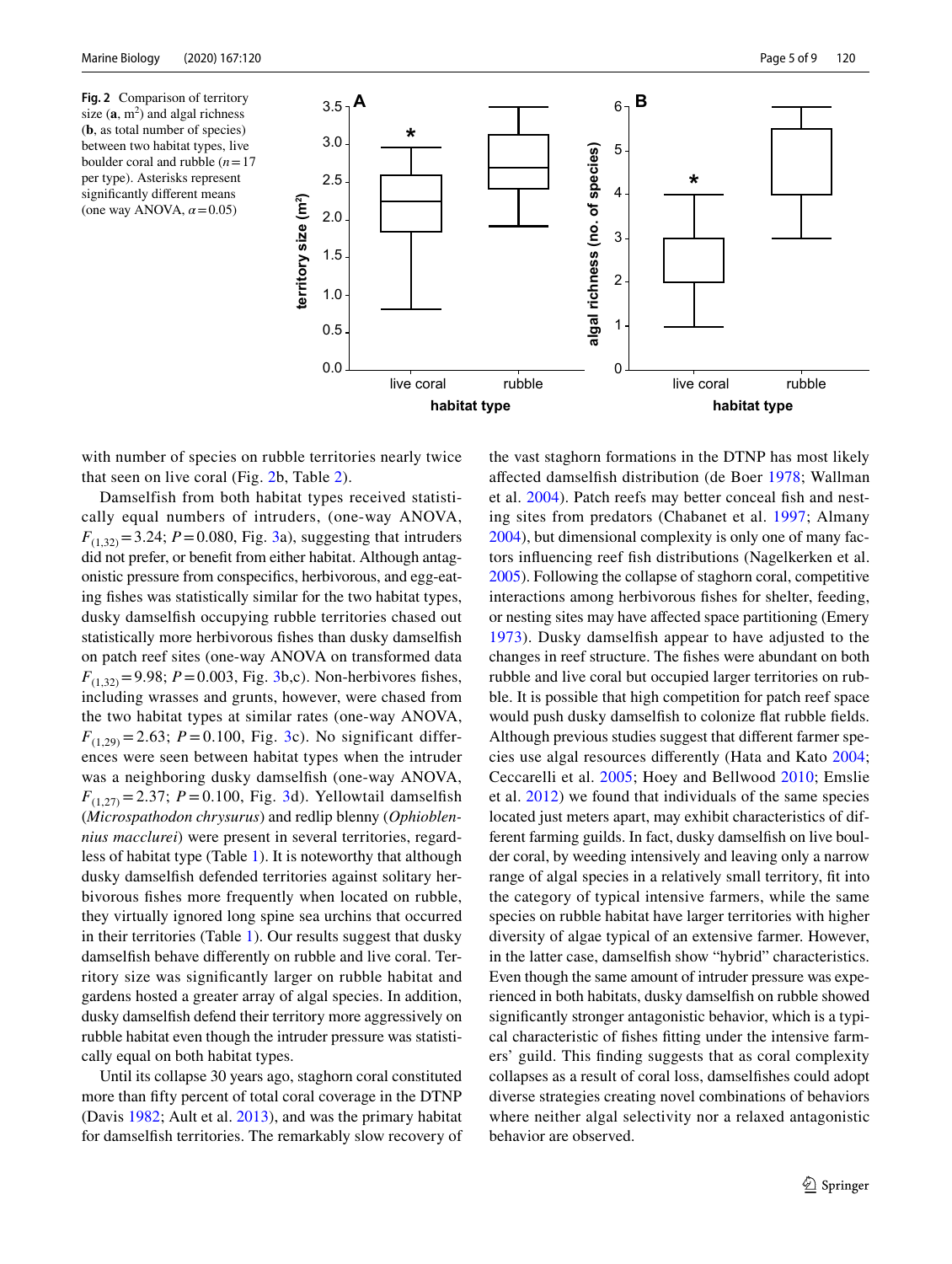Fig. 2 Comparison of territory size (**a**, m$^2$) and algal richness (**b**, as total number of species) between two habitat types, live boulder coral and rubble ($n = 17$ per type). Asterisks represent significantly different means (one way ANOVA, $\alpha = 0.05$)

with number of species on rubble territories nearly twice that seen on live coral (Fig. 2b, Table 2).

Damselfish from both habitat types received statistically equal numbers of intruders, (one-way ANOVA, $F_{(1,32)} = 3.24$; $P = 0.080$, Fig. 3a), suggesting that intruders did not prefer, or benefit from either habitat. Although antagonistic pressure from conspecifics, herbivorous, and egg-eating fishes was statistically similar for the two habitat types, dusky damselfish occupying rubble territories chased out statistically more herbivorous fishes than dusky damselfish on patch reef sites (one-way ANOVA on transformed data $F_{(1,32)} = 9.98$; $P = 0.003$, Fig. 3b,c). Non-herbivores fishes, including wrasses and grunts, however, were chased from the two habitat types at similar rates (one-way ANOVA, $F_{(1,29)} = 2.63$; $P = 0.100$, Fig. 3c). No significant differences were seen between habitat types when the intruder was a neighboring dusky damselfish (one-way ANOVA, $F_{(1,27)} = 2.37$; $P = 0.100$, Fig. 3d). Yellowtail damselfish (*Microspathodon chrysurus*) and redlip blenny (*Ophioblennius macclurei*) were present in several territories, regardless of habitat type (Table 1). It is noteworthy that although dusky damselfish defended territories against solitary herbivorous fishes more frequently when located on rubble, they virtually ignored long spine sea urchins that occurred in their territories (Table 1). Our results suggest that dusky damselfish behave differently on rubble and live coral. Territory size was significantly larger on rubble habitat and gardens hosted a greater array of algal species. In addition, dusky damselfish defend their territory more aggressively on rubble habitat even though the intruder pressure was statistically equal on both habitat types.

Until its collapse 30 years ago, staghorn coral constituted more than fifty percent of total coral coverage in the DTNP (Davis 1982; Ault et al. 2013), and was the primary habitat for damselfish territories. The remarkably slow recovery of the vast staghorn formations in the DTNP has most likely affected damselfish distribution (de Boer 1978; Wallman et al. 2004). Patch reefs may better conceal fish and nesting sites from predators (Chabanet et al. 1997; Almany 2004), but dimensional complexity is only one of many factors influencing reef fish distributions (Nagelkerken et al. 2005). Following the collapse of staghorn coral, competitive interactions among herbivorous fishes for shelter, feeding, or nesting sites may have affected space partitioning (Emery 1973). Dusky damselfish appear to have adjusted to the changes in reef structure. The fishes were abundant on both rubble and live coral but occupied larger territories on rubble. It is possible that high competition for patch reef space would push dusky damselfish to colonize flat rubble fields. Although previous studies suggest that different farmer species use algal resources differently (Hata and Kato 2004; Ceccarelli et al. 2005; Hoey and Bellwood 2010; Emslie et al. 2012) we found that individuals of the same species located just meters apart, may exhibit characteristics of different farming guilds. In fact, dusky damselfish on live boulder coral, by weeding intensively and leaving only a narrow range of algal species in a relatively small territory, fit into the category of typical intensive farmers, while the same species on rubble habitat have larger territories with higher diversity of algae typical of an extensive farmer. However, in the latter case, damselfish show "hybrid" characteristics. Even though the same amount of intruder pressure was experienced in both habitats, dusky damselfish on rubble showed significantly stronger antagonistic behavior, which is a typical characteristic of fishes fitting under the intensive farmers' guild. This finding suggests that as coral complexity collapses as a result of coral loss, damselfishes could adopt diverse strategies creating novel combinations of behaviors where neither algal selectivity nor a relaxed antagonistic behavior are observed.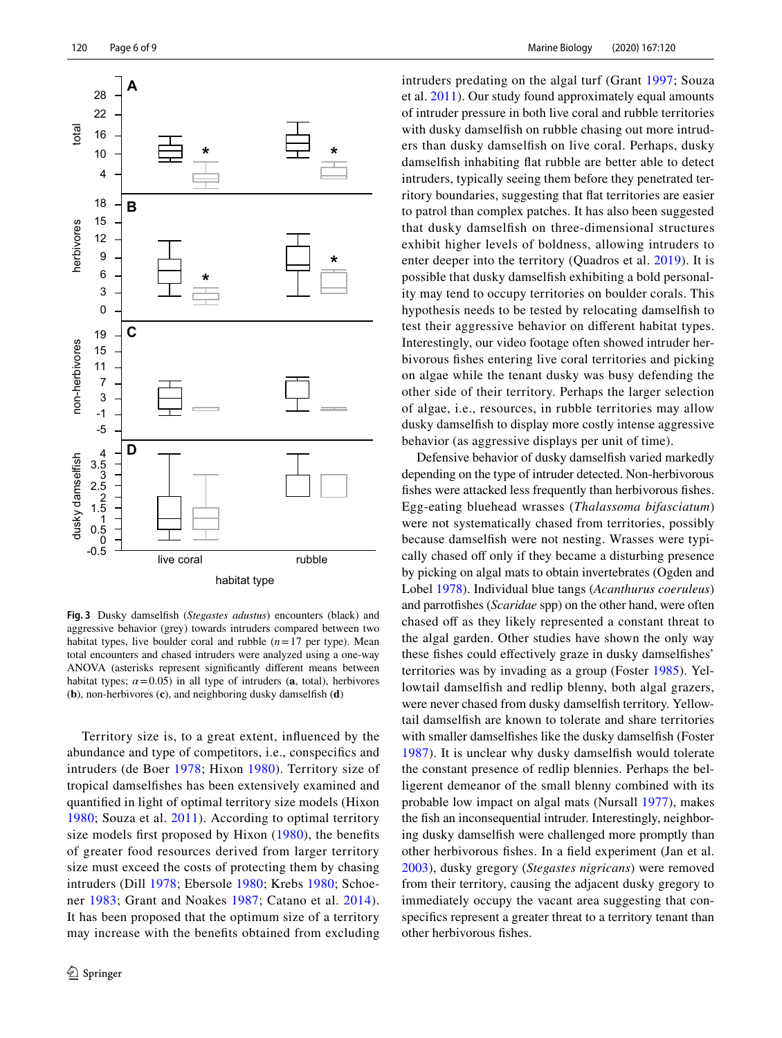**Fig. 3** Dusky damselfish (*Stegastes adustus*) encounters (black) and aggressive behavior (grey) towards intruders compared between two habitat types, live boulder coral and rubble ($n = 17$ per type). Mean total encounters and chased intruders were analyzed using a one-way ANOVA (asterisks represent significantly different means between habitat types; $\alpha = 0.05$) in all type of intruders (**a**, total), herbivores (**b**), non-herbivores (**c**), and neighboring dusky damselfish (**d**)

Territory size is, to a great extent, influenced by the abundance and type of competitors, i.e., conspecifics and intruders (de Boer 1978; Hixon 1980). Territory size of tropical damselfishes has been extensively examined and quantified in light of optimal territory size models (Hixon 1980; Souza et al. 2011). According to optimal territory size models first proposed by Hixon (1980), the benefits of greater food resources derived from larger territory size must exceed the costs of protecting them by chasing intruders (Dill 1978; Ebersole 1980; Krebs 1980; Schoener 1983; Grant and Noakes 1987; Catano et al. 2014). It has been proposed that the optimum size of a territory may increase with the benefits obtained from excluding intruders predating on the algal turf (Grant 1997; Souza et al. 2011). Our study found approximately equal amounts of intruder pressure in both live coral and rubble territories with dusky damselfish on rubble chasing out more intruders than dusky damselfish on live coral. Perhaps, dusky damselfish inhabiting flat rubble are better able to detect intruders, typically seeing them before they penetrated territory boundaries, suggesting that flat territories are easier to patrol than complex patches. It has also been suggested that dusky damselfish on three-dimensional structures exhibit higher levels of boldness, allowing intruders to enter deeper into the territory (Quadros et al. 2019). It is possible that dusky damselfish exhibiting a bold personality may tend to occupy territories on boulder corals. This hypothesis needs to be tested by relocating damselfish to test their aggressive behavior on different habitat types. Interestingly, our video footage often showed intruder herbivorous fishes entering live coral territories and picking on algae while the tenant dusky was busy defending the other side of their territory. Perhaps the larger selection of algae, i.e., resources, in rubble territories may allow dusky damselfish to display more costly intense aggressive behavior (as aggressive displays per unit of time).

Defensive behavior of dusky damselfish varied markedly depending on the type of intruder detected. Non-herbivorous fishes were attacked less frequently than herbivorous fishes. Egg-eating bluehead wrasses (*Thalassoma bifasciatum*) were not systematically chased from territories, possibly because damselfish were not nesting. Wrasses were typically chased off only if they became a disturbing presence by picking on algal mats to obtain invertebrates (Ogden and Lobel 1978). Individual blue tangs (*Acanthurus coeruleus*) and parrotfishes (*Scaridae* spp) on the other hand, were often chased off as they likely represented a constant threat to the algal garden. Other studies have shown the only way these fishes could effectively graze in dusky damselfishes' territories was by invading as a group (Foster 1985). Yellowtail damselfish and redlip blenny, both algal grazers, were never chased from dusky damselfish territory. Yellowtail damselfish are known to tolerate and share territories with smaller damselfishes like the dusky damselfish (Foster 1987). It is unclear why dusky damselfish would tolerate the constant presence of redlip blennies. Perhaps the belligerent demeanor of the small blenny combined with its probable low impact on algal mats (Nursall 1977), makes the fish an inconsequential intruder. Interestingly, neighboring dusky damselfish were challenged more promptly than other herbivorous fishes. In a field experiment (Jan et al. 2003), dusky gregory (*Stegastes nigricans*) were removed from their territory, causing the adjacent dusky gregory to immediately occupy the vacant area suggesting that conspecifics represent a greater threat to a territory tenant than other herbivorous fishes.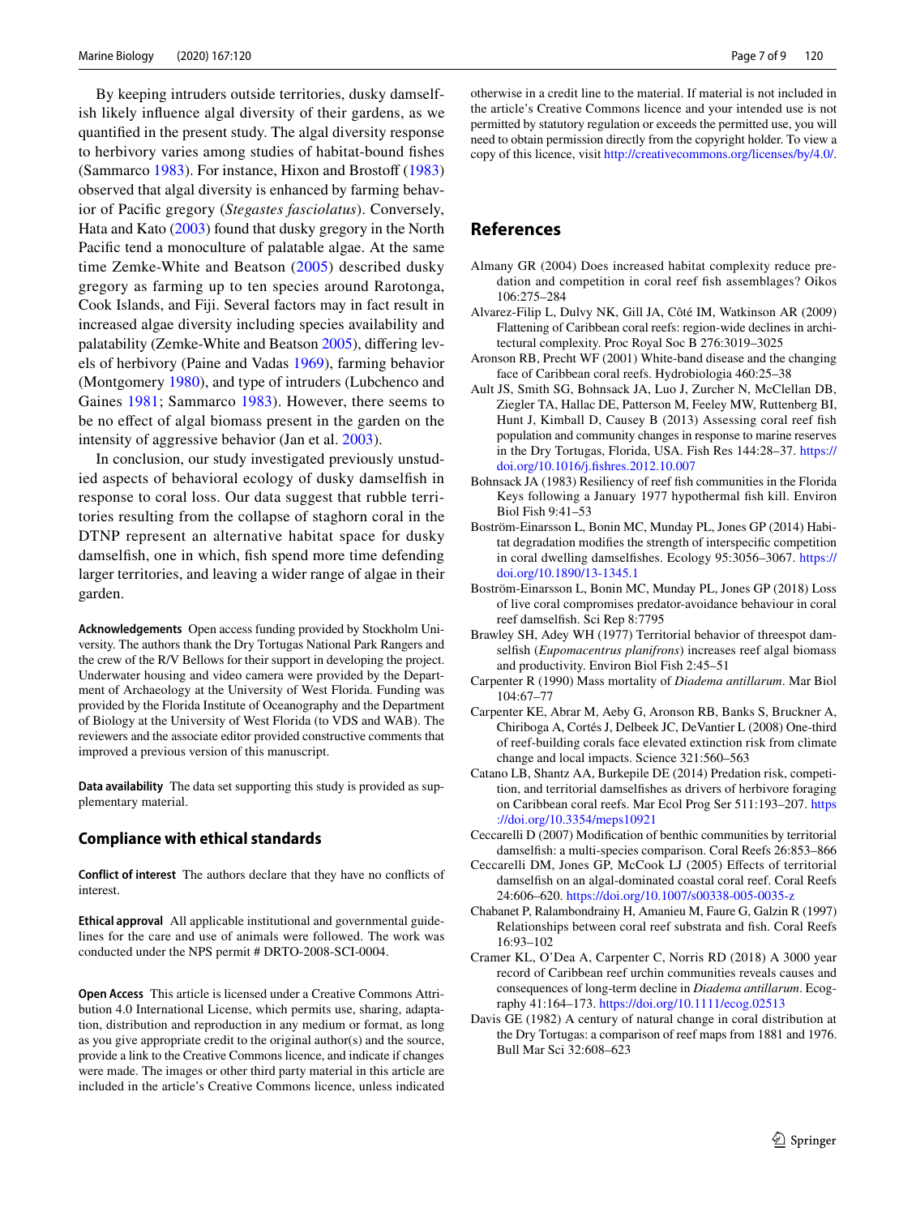By keeping intruders outside territories, dusky damselfish likely influence algal diversity of their gardens, as we quantified in the present study. The algal diversity response to herbivory varies among studies of habitat-bound fishes (Sammarco 1983). For instance, Hixon and Brostoff (1983) observed that algal diversity is enhanced by farming behavior of Pacific gregory (*Stegastes fasciolatus*). Conversely, Hata and Kato (2003) found that dusky gregory in the North Pacific tend a monoculture of palatable algae. At the same time Zemke-White and Beatson (2005) described dusky gregory as farming up to ten species around Rarotonga, Cook Islands, and Fiji. Several factors may in fact result in increased algae diversity including species availability and palatability (Zemke-White and Beatson 2005), differing levels of herbivory (Paine and Vadas 1969), farming behavior (Montgomery 1980), and type of intruders (Lubchenco and Gaines 1981; Sammarco 1983). However, there seems to be no effect of algal biomass present in the garden on the intensity of aggressive behavior (Jan et al. 2003).

In conclusion, our study investigated previously unstudied aspects of behavioral ecology of dusky damselfish in response to coral loss. Our data suggest that rubble territories resulting from the collapse of staghorn coral in the DTNP represent an alternative habitat space for dusky damselfish, one in which, fish spend more time defending larger territories, and leaving a wider range of algae in their garden.

**Acknowledgements** Open access funding provided by Stockholm University. The authors thank the Dry Tortugas National Park Rangers and the crew of the R/V Bellows for their support in developing the project. Underwater housing and video camera were provided by the Department of Archaeology at the University of West Florida. Funding was provided by the Florida Institute of Oceanography and the Department of Biology at the University of West Florida (to VDS and WAB). The reviewers and the associate editor provided constructive comments that improved a previous version of this manuscript.

**Data availability** The data set supporting this study is provided as supplementary material.

## Compliance with ethical standards

**Conflict of interest** The authors declare that they have no conflicts of interest.

**Ethical approval** All applicable institutional and governmental guidelines for the care and use of animals were followed. The work was conducted under the NPS permit # DRTO-2008-SCI-0004.

**Open Access** This article is licensed under a Creative Commons Attribution 4.0 International License, which permits use, sharing, adaptation, distribution and reproduction in any medium or format, as long as you give appropriate credit to the original author(s) and the source, provide a link to the Creative Commons licence, and indicate if changes were made. The images or other third party material in this article are included in the article's Creative Commons licence, unless indicated otherwise in a credit line to the material. If material is not included in the article's Creative Commons licence and your intended use is not permitted by statutory regulation or exceeds the permitted use, you will need to obtain permission directly from the copyright holder. To view a copy of this licence, visit http://creativecommons.org/licenses/by/4.0/.

## References

Almany GR (2004) Does increased habitat complexity reduce predation and competition in coral reef fish assemblages? Oikos 106:275–284

Alvarez-Filip L, Dulvy NK, Gill JA, Côté IM, Watkinson AR (2009) Flattening of Caribbean coral reefs: region-wide declines in architectural complexity. Proc Royal Soc B 276:3019–3025

Aronson RB, Precht WF (2001) White-band disease and the changing face of Caribbean coral reefs. Hydrobiologia 460:25–38

Ault JS, Smith SG, Bohnsack JA, Luo J, Zurcher N, McClellan DB, Ziegler TA, Hallac DE, Patterson M, Feeley MW, Ruttenberg BI, Hunt J, Kimball D, Causey B (2013) Assessing coral reef fish population and community changes in response to marine reserves in the Dry Tortugas, Florida, USA. Fish Res 144:28–37. https://doi.org/10.1016/j.fishres.2012.10.007

Bohnsack JA (1983) Resiliency of reef fish communities in the Florida Keys following a January 1977 hypothermal fish kill. Environ Biol Fish 9:41–53

Boström-Einarsson L, Bonin MC, Munday PL, Jones GP (2014) Habitat degradation modifies the strength of interspecific competition in coral dwelling damselfishes. Ecology 95:3056–3067. https://doi.org/10.1890/13-1345.1

Boström-Einarsson L, Bonin MC, Munday PL, Jones GP (2018) Loss of live coral compromises predator-avoidance behaviour in coral reef damselfish. Sci Rep 8:7795

Brawley SH, Adey WH (1977) Territorial behavior of threespot damselfish (*Eupomacentrus planifrons*) increases reef algal biomass and productivity. Environ Biol Fish 2:45–51

Carpenter R (1990) Mass mortality of *Diadema antillarum*. Mar Biol 104:67–77

Carpenter KE, Abrar M, Aeby G, Aronson RB, Banks S, Bruckner A, Chiriboga A, Cortés J, Delbeek JC, DeVantier L (2008) One-third of reef-building corals face elevated extinction risk from climate change and local impacts. Science 321:560–563

Catano LB, Shantz AA, Burkepile DE (2014) Predation risk, competition, and territorial damselfishes as drivers of herbivore foraging on Caribbean coral reefs. Mar Ecol Prog Ser 511:193–207. https://doi.org/10.3354/meps10921

Ceccarelli D (2007) Modification of benthic communities by territorial damselfish: a multi-species comparison. Coral Reefs 26:853–866

Ceccarelli DM, Jones GP, McCook LJ (2005) Effects of territorial damselfish on an algal-dominated coastal coral reef. Coral Reefs 24:606–620. https://doi.org/10.1007/s00338-005-0035-z

Chabanet P, Ralambondrainy H, Amanieu M, Faure G, Galzin R (1997) Relationships between coral reef substrata and fish. Coral Reefs 16:93–102

Cramer KL, O'Dea A, Carpenter C, Norris RD (2018) A 3000 year record of Caribbean reef urchin communities reveals causes and consequences of long-term decline in *Diadema antillarum*. Ecography 41:164–173. https://doi.org/10.1111/ecog.02513

Davis GE (1982) A century of natural change in coral distribution at the Dry Tortugas: a comparison of reef maps from 1881 and 1976. Bull Mar Sci 32:608–623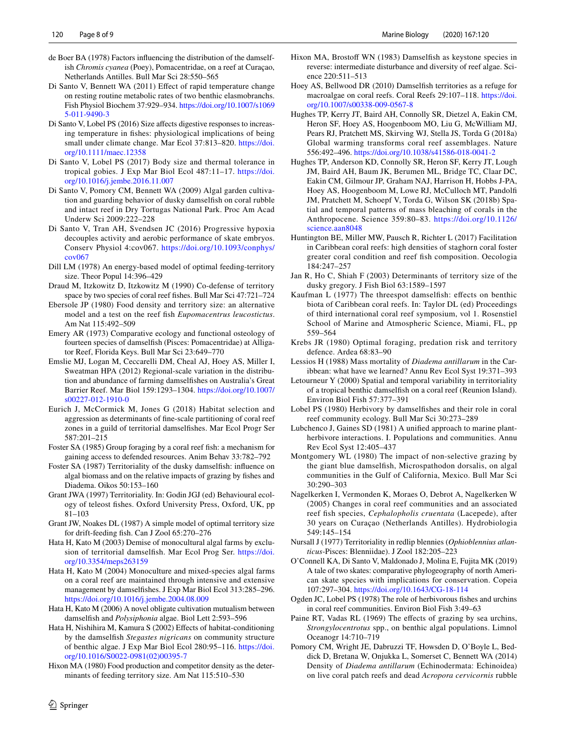de Boer BA (1978) Factors influencing the distribution of the damselfish *Chromis cyanea* (Poey), Pomacentridae, on a reef at Curaçao, Netherlands Antilles. Bull Mar Sci 28:550–565

Di Santo V, Bennett WA (2011) Effect of rapid temperature change on resting routine metabolic rates of two benthic elasmobranchs. Fish Physiol Biochem 37:929–934. https://doi.org/10.1007/s10695-011-9490-3

Di Santo V, Lobel PS (2016) Size affects digestive responses to increasing temperature in fishes: physiological implications of being small under climate change. Mar Ecol 37:813–820. https://doi.org/10.1111/maec.12358

Di Santo V, Lobel PS (2017) Body size and thermal tolerance in tropical gobies. J Exp Mar Biol Ecol 487:11–17. https://doi.org/10.1016/j.jembe.2016.11.007

Di Santo V, Pomory CM, Bennett WA (2009) Algal garden cultivation and guarding behavior of dusky damselfish on coral rubble and intact reef in Dry Tortugas National Park. Proc Am Acad Underw Sci 2009:222–228

Di Santo V, Tran AH, Svendsen JC (2016) Progressive hypoxia decouples activity and aerobic performance of skate embryos. Conserv Physiol 4:cov067. https://doi.org/10.1093/conphys/cov067

Dill LM (1978) An energy-based model of optimal feeding-territory size. Theor Popul 14:396–429

Draud M, Itzkowitz D, Itzkowitz M (1990) Co-defense of territory space by two species of coral reef fishes. Bull Mar Sci 47:721–724

Ebersole JP (1980) Food density and territory size: an alternative model and a test on the reef fish *Eupomacentrus leucostictus*. Am Nat 115:492–509

Emery AR (1973) Comparative ecology and functional osteology of fourteen species of damselfish (Pisces: Pomacentridae) at Alligator Reef, Florida Keys. Bull Mar Sci 23:649–770

Emslie MJ, Logan M, Ceccarelli DM, Cheal AJ, Hoey AS, Miller I, Sweatman HPA (2012) Regional-scale variation in the distribution and abundance of farming damselfishes on Australia's Great Barrier Reef. Mar Biol 159:1293–1304. https://doi.org/10.1007/s00227-012-1910-0

Eurich J, McCormick M, Jones G (2018) Habitat selection and aggression as determinants of fine-scale partitioning of coral reef zones in a guild of territorial damselfishes. Mar Ecol Progr Ser 587:201–215

Foster SA (1985) Group foraging by a coral reef fish: a mechanism for gaining access to defended resources. Anim Behav 33:782–792

Foster SA (1987) Territoriality of the dusky damselfish: influence on algal biomass and on the relative impacts of grazing by fishes and Diadema. Oikos 50:153–160

Grant JWA (1997) Territoriality. In: Godin JGJ (ed) Behavioural ecology of teleost fishes. Oxford University Press, Oxford, UK, pp 81–103

Grant JW, Noakes DL (1987) A simple model of optimal territory size for drift-feeding fish. Can J Zool 65:270–276

Hata H, Kato M (2003) Demise of monocultural algal farms by exclusion of territorial damselfish. Mar Ecol Prog Ser. https://doi.org/10.3354/meps263159

Hata H, Kato M (2004) Monoculture and mixed-species algal farms on a coral reef are maintained through intensive and extensive management by damselfishes. J Exp Mar Biol Ecol 313:285–296. https://doi.org/10.1016/j.jembe.2004.08.009

Hata H, Kato M (2006) A novel obligate cultivation mutualism between damselfish and *Polysiphonia* algae. Biol Lett 2:593–596

Hata H, Nishihira M, Kamura S (2002) Effects of habitat-conditioning by the damselfish *Stegastes nigricans* on community structure of benthic algae. J Exp Mar Biol Ecol 280:95–116. https://doi.org/10.1016/S0022-0981(02)00395-7

Hixon MA (1980) Food production and competitor density as the determinants of feeding territory size. Am Nat 115:510–530

Hixon MA, Brostoff WN (1983) Damselfish as keystone species in reverse: intermediate disturbance and diversity of reef algae. Science 220:511–513

Hoey AS, Bellwood DR (2010) Damselfish territories as a refuge for macroalgae on coral reefs. Coral Reefs 29:107–118. https://doi.org/10.1007/s00338-009-0567-8

Hughes TP, Kerry JT, Baird AH, Connolly SR, Dietzel A, Eakin CM, Heron SF, Hoey AS, Hoogenboom MO, Liu G, McWilliam MJ, Pears RJ, Pratchett MS, Skirving WJ, Stella JS, Torda G (2018a) Global warming transforms coral reef assemblages. Nature 556:492–496. https://doi.org/10.1038/s41586-018-0041-2

Hughes TP, Anderson KD, Connolly SR, Heron SF, Kerry JT, Lough JM, Baird AH, Baum JK, Berumen ML, Bridge TC, Claar DC, Eakin CM, Gilmour JP, Graham NAJ, Harrison H, Hobbs J-PA, Hoey AS, Hoogenboom M, Lowe RJ, McCulloch MT, Pandolfi JM, Pratchett M, Schoepf V, Torda G, Wilson SK (2018b) Spatial and temporal patterns of mass bleaching of corals in the Anthropocene. Science 359:80–83. https://doi.org/10.1126/science.aan8048

Huntington BE, Miller MW, Pausch R, Richter L (2017) Facilitation in Caribbean coral reefs: high densities of staghorn coral foster greater coral condition and reef fish composition. Oecologia 184:247–257

Jan R, Ho C, Shiah F (2003) Determinants of territory size of the dusky gregory. J Fish Biol 63:1589–1597

Kaufman L (1977) The threespot damselfish: effects on benthic biota of Caribbean coral reefs. In: Taylor DL (ed) Proceedings of third international coral reef symposium, vol 1. Rosenstiel School of Marine and Atmospheric Science, Miami, FL, pp 559–564

Krebs JR (1980) Optimal foraging, predation risk and territory defence. Ardea 68:83–90

Lessios H (1988) Mass mortality of *Diadema antillarum* in the Caribbean: what have we learned? Annu Rev Ecol Syst 19:371–393

Letourneur Y (2000) Spatial and temporal variability in territoriality of a tropical benthic damselfish on a coral reef (Reunion Island). Environ Biol Fish 57:377–391

Lobel PS (1980) Herbivory by damselfishes and their role in coral reef community ecology. Bull Mar Sci 30:273–289

Lubchenco J, Gaines SD (1981) A unified approach to marine plant-herbivore interactions. I. Populations and communities. Annu Rev Ecol Syst 12:405–437

Montgomery WL (1980) The impact of non-selective grazing by the giant blue damselfish, Microspathodon dorsalis, on algal communities in the Gulf of California, Mexico. Bull Mar Sci 30:290–303

Nagelkerken I, Vermonden K, Moraes O, Debrot A, Nagelkerken W (2005) Changes in coral reef communities and an associated reef fish species, *Cephalopholis cruentata* (Lacepede), after 30 years on Curaçao (Netherlands Antilles). Hydrobiologia 549:145–154

Nursall J (1977) Territoriality in redlip blennies (*Ophioblennius atlanticus*-Pisces: Blenniidae). J Zool 182:205–223

O'Connell KA, Di Santo V, Maldonado J, Molina E, Fujita MK (2019) A tale of two skates: comparative phylogeography of north American skate species with implications for conservation. Copeia 107:297–304. https://doi.org/10.1643/CG-18-114

Ogden JC, Lobel PS (1978) The role of herbivorous fishes and urchins in coral reef communities. Environ Biol Fish 3:49–63

Paine RT, Vadas RL (1969) The effects of grazing by sea urchins, *Strongylocentrotus* spp., on benthic algal populations. Limnol Oceanogr 14:710–719

Pomory CM, Wright JE, Dabruzzi TF, Howsden D, O'Boyle L, Beddick D, Bretana W, Onjukka L, Somerset C, Bennett WA (2014) Density of *Diadema antillarum* (Echinodermata: Echinoidea) on live coral patch reefs and dead *Acropora cervicornis* rubble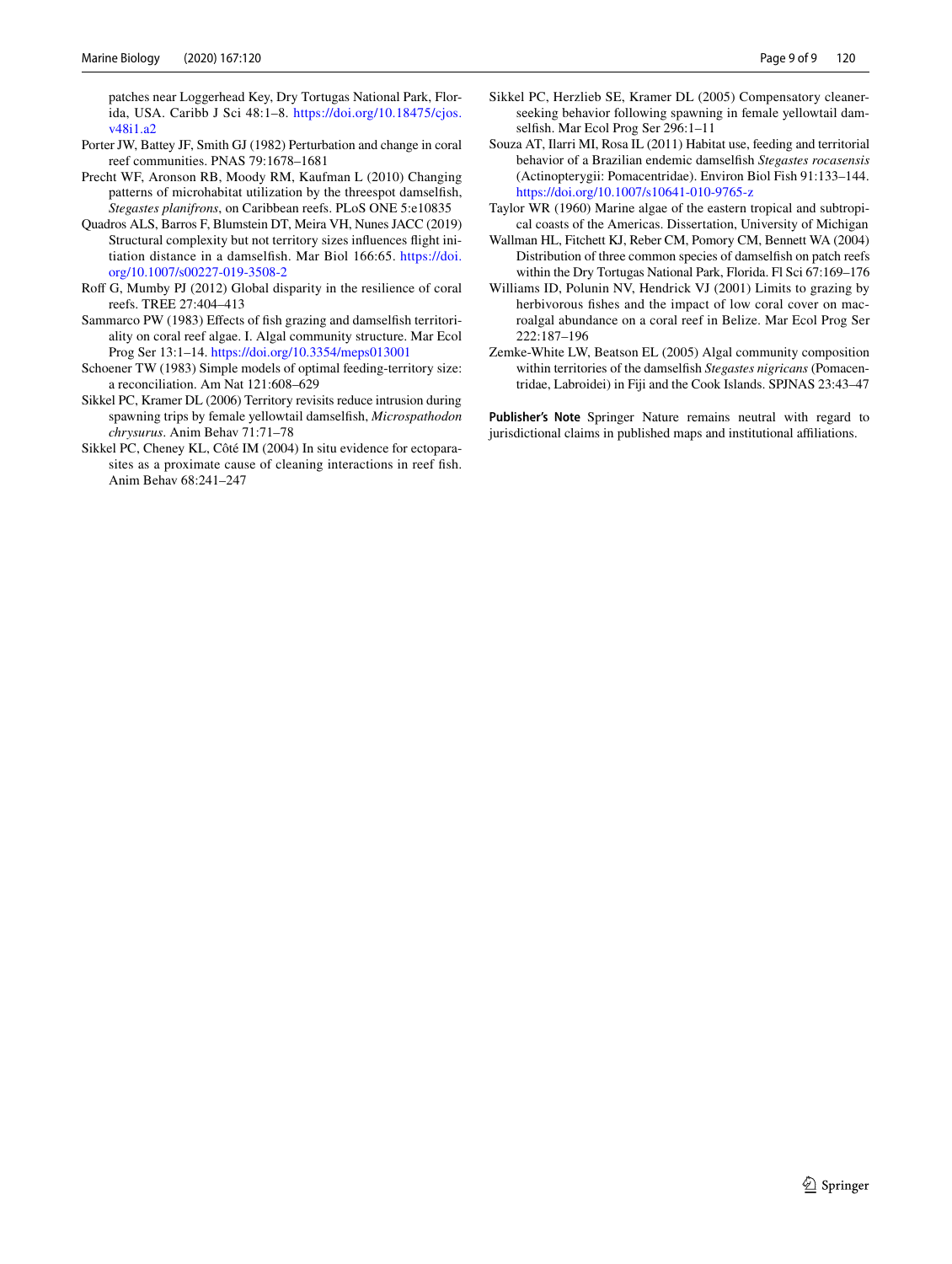patches near Loggerhead Key, Dry Tortugas National Park, Florida, USA. Caribb J Sci 48:1–8. https://doi.org/10.18475/cjos.v48i1.a2

Porter JW, Battey JF, Smith GJ (1982) Perturbation and change in coral reef communities. PNAS 79:1678–1681

Precht WF, Aronson RB, Moody RM, Kaufman L (2010) Changing patterns of microhabitat utilization by the threespot damselfish, *Stegastes planifrons*, on Caribbean reefs. PLoS ONE 5:e10835

Quadros ALS, Barros F, Blumstein DT, Meira VH, Nunes JACC (2019) Structural complexity but not territory sizes influences flight initiation distance in a damselfish. Mar Biol 166:65. https://doi.org/10.1007/s00227-019-3508-2

Roff G, Mumby PJ (2012) Global disparity in the resilience of coral reefs. TREE 27:404–413

Sammarco PW (1983) Effects of fish grazing and damselfish territoriality on coral reef algae. I. Algal community structure. Mar Ecol Prog Ser 13:1–14. https://doi.org/10.3354/meps013001

Schoener TW (1983) Simple models of optimal feeding-territory size: a reconciliation. Am Nat 121:608–629

Sikkel PC, Kramer DL (2006) Territory revisits reduce intrusion during spawning trips by female yellowtail damselfish, *Microspathodon chrysurus*. Anim Behav 71:71–78

Sikkel PC, Cheney KL, Côté IM (2004) In situ evidence for ectoparasites as a proximate cause of cleaning interactions in reef fish. Anim Behav 68:241–247

Sikkel PC, Herzlieb SE, Kramer DL (2005) Compensatory cleaner-seeking behavior following spawning in female yellowtail damselfish. Mar Ecol Prog Ser 296:1–11

Souza AT, Ilarri MI, Rosa IL (2011) Habitat use, feeding and territorial behavior of a Brazilian endemic damselfish *Stegastes rocasensis* (Actinopterygii: Pomacentridae). Environ Biol Fish 91:133–144. https://doi.org/10.1007/s10641-010-9765-z

Taylor WR (1960) Marine algae of the eastern tropical and subtropical coasts of the Americas. Dissertation, University of Michigan

Wallman HL, Fitchett KJ, Reber CM, Pomory CM, Bennett WA (2004) Distribution of three common species of damselfish on patch reefs within the Dry Tortugas National Park, Florida. Fl Sci 67:169–176

Williams ID, Polunin NV, Hendrick VJ (2001) Limits to grazing by herbivorous fishes and the impact of low coral cover on macroalgal abundance on a coral reef in Belize. Mar Ecol Prog Ser 222:187–196

Zemke-White LW, Beatson EL (2005) Algal community composition within territories of the damselfish *Stegastes nigricans* (Pomacentridae, Labroidei) in Fiji and the Cook Islands. SPJNAS 23:43–47

**Publisher's Note** Springer Nature remains neutral with regard to jurisdictional claims in published maps and institutional affiliations.